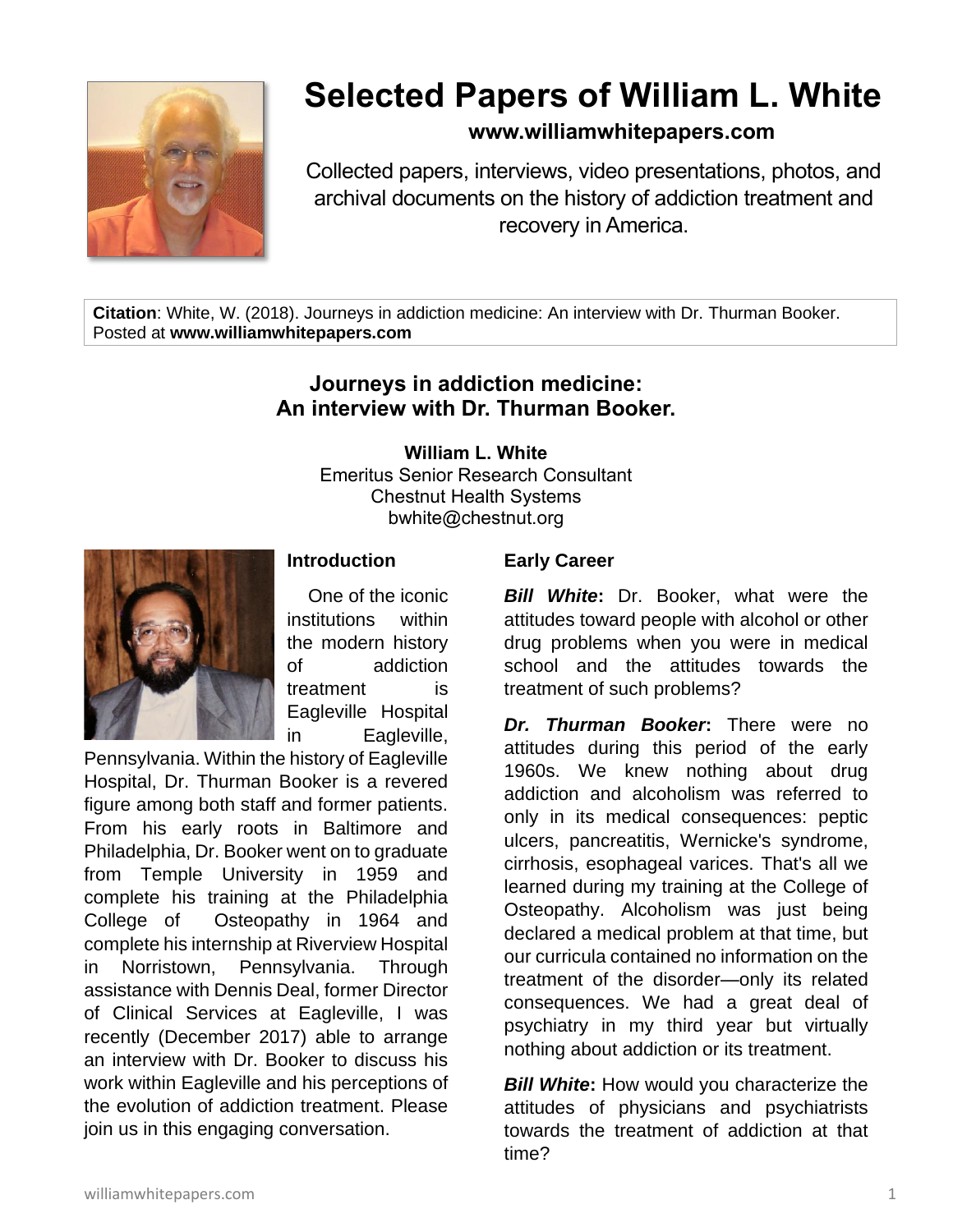# Selected Papers of William L. White

**www.williamwhitepapers.com**

Collected papers, interviews, video presentations, photos, and archival documents on the history of addiction treatment and recovery in America.

**Citation**: White, W. (2018). Journeys in addiction medicine: An interview with Dr. Thurman Booker. Posted at **www.williamwhitepapers.com**

## Journeys in addiction medicine: An interview with Dr. Thurman Booker.

**William L. White**
Emeritus Senior Research Consultant
Chestnut Health Systems
bwhite@chestnut.org

### Introduction

One of the iconic institutions within the modern history of addiction treatment is Eagleville Hospital in Eagleville, Pennsylvania. Within the history of Eagleville Hospital, Dr. Thurman Booker is a revered figure among both staff and former patients. From his early roots in Baltimore and Philadelphia, Dr. Booker went on to graduate from Temple University in 1959 and complete his training at the Philadelphia College of Osteopathy in 1964 and complete his internship at Riverview Hospital in Norristown, Pennsylvania. Through assistance with Dennis Deal, former Director of Clinical Services at Eagleville, I was recently (December 2017) able to arrange an interview with Dr. Booker to discuss his work within Eagleville and his perceptions of the evolution of addiction treatment. Please join us in this engaging conversation.

### Early Career

***Bill White*:** Dr. Booker, what were the attitudes toward people with alcohol or other drug problems when you were in medical school and the attitudes towards the treatment of such problems?

***Dr. Thurman Booker*:** There were no attitudes during this period of the early 1960s. We knew nothing about drug addiction and alcoholism was referred to only in its medical consequences: peptic ulcers, pancreatitis, Wernicke's syndrome, cirrhosis, esophageal varices. That's all we learned during my training at the College of Osteopathy. Alcoholism was just being declared a medical problem at that time, but our curricula contained no information on the treatment of the disorder—only its related consequences. We had a great deal of psychiatry in my third year but virtually nothing about addiction or its treatment.

***Bill White*:** How would you characterize the attitudes of physicians and psychiatrists towards the treatment of addiction at that time?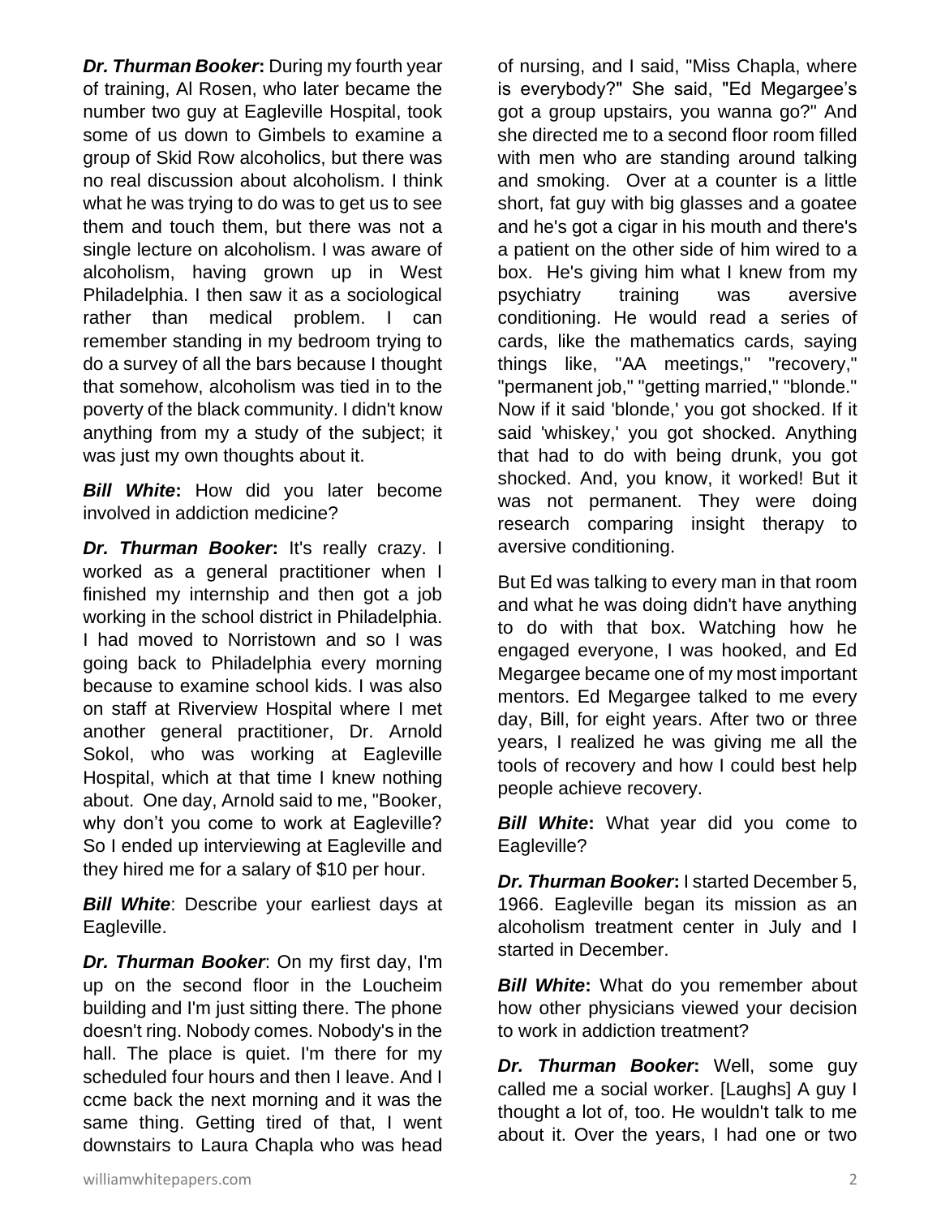***Dr. Thurman Booker*:** During my fourth year of training, Al Rosen, who later became the number two guy at Eagleville Hospital, took some of us down to Gimbels to examine a group of Skid Row alcoholics, but there was no real discussion about alcoholism. I think what he was trying to do was to get us to see them and touch them, but there was not a single lecture on alcoholism. I was aware of alcoholism, having grown up in West Philadelphia. I then saw it as a sociological rather than medical problem. I can remember standing in my bedroom trying to do a survey of all the bars because I thought that somehow, alcoholism was tied in to the poverty of the black community. I didn't know anything from my a study of the subject; it was just my own thoughts about it.

***Bill White*:** How did you later become involved in addiction medicine?

***Dr. Thurman Booker*:** It's really crazy. I worked as a general practitioner when I finished my internship and then got a job working in the school district in Philadelphia. I had moved to Norristown and so I was going back to Philadelphia every morning because to examine school kids. I was also on staff at Riverview Hospital where I met another general practitioner, Dr. Arnold Sokol, who was working at Eagleville Hospital, which at that time I knew nothing about. One day, Arnold said to me, "Booker, why don't you come to work at Eagleville? So I ended up interviewing at Eagleville and they hired me for a salary of $10 per hour.

***Bill White*:** Describe your earliest days at Eagleville.

***Dr. Thurman Booker*:** On my first day, I'm up on the second floor in the Loucheim building and I'm just sitting there. The phone doesn't ring. Nobody comes. Nobody's in the hall. The place is quiet. I'm there for my scheduled four hours and then I leave. And I ccme back the next morning and it was the same thing. Getting tired of that, I went downstairs to Laura Chapla who was head of nursing, and I said, "Miss Chapla, where is everybody?" She said, "Ed Megargee's got a group upstairs, you wanna go?" And she directed me to a second floor room filled with men who are standing around talking and smoking. Over at a counter is a little short, fat guy with big glasses and a goatee and he's got a cigar in his mouth and there's a patient on the other side of him wired to a box. He's giving him what I knew from my psychiatry training was aversive conditioning. He would read a series of cards, like the mathematics cards, saying things like, "AA meetings," "recovery," "permanent job," "getting married," "blonde." Now if it said 'blonde,' you got shocked. If it said 'whiskey,' you got shocked. Anything that had to do with being drunk, you got shocked. And, you know, it worked! But it was not permanent. They were doing research comparing insight therapy to aversive conditioning.

But Ed was talking to every man in that room and what he was doing didn't have anything to do with that box. Watching how he engaged everyone, I was hooked, and Ed Megargee became one of my most important mentors. Ed Megargee talked to me every day, Bill, for eight years. After two or three years, I realized he was giving me all the tools of recovery and how I could best help people achieve recovery.

***Bill White*:** What year did you come to Eagleville?

***Dr. Thurman Booker*:** I started December 5, 1966. Eagleville began its mission as an alcoholism treatment center in July and I started in December.

***Bill White*:** What do you remember about how other physicians viewed your decision to work in addiction treatment?

***Dr. Thurman Booker*:** Well, some guy called me a social worker. [Laughs] A guy I thought a lot of, too. He wouldn't talk to me about it. Over the years, I had one or two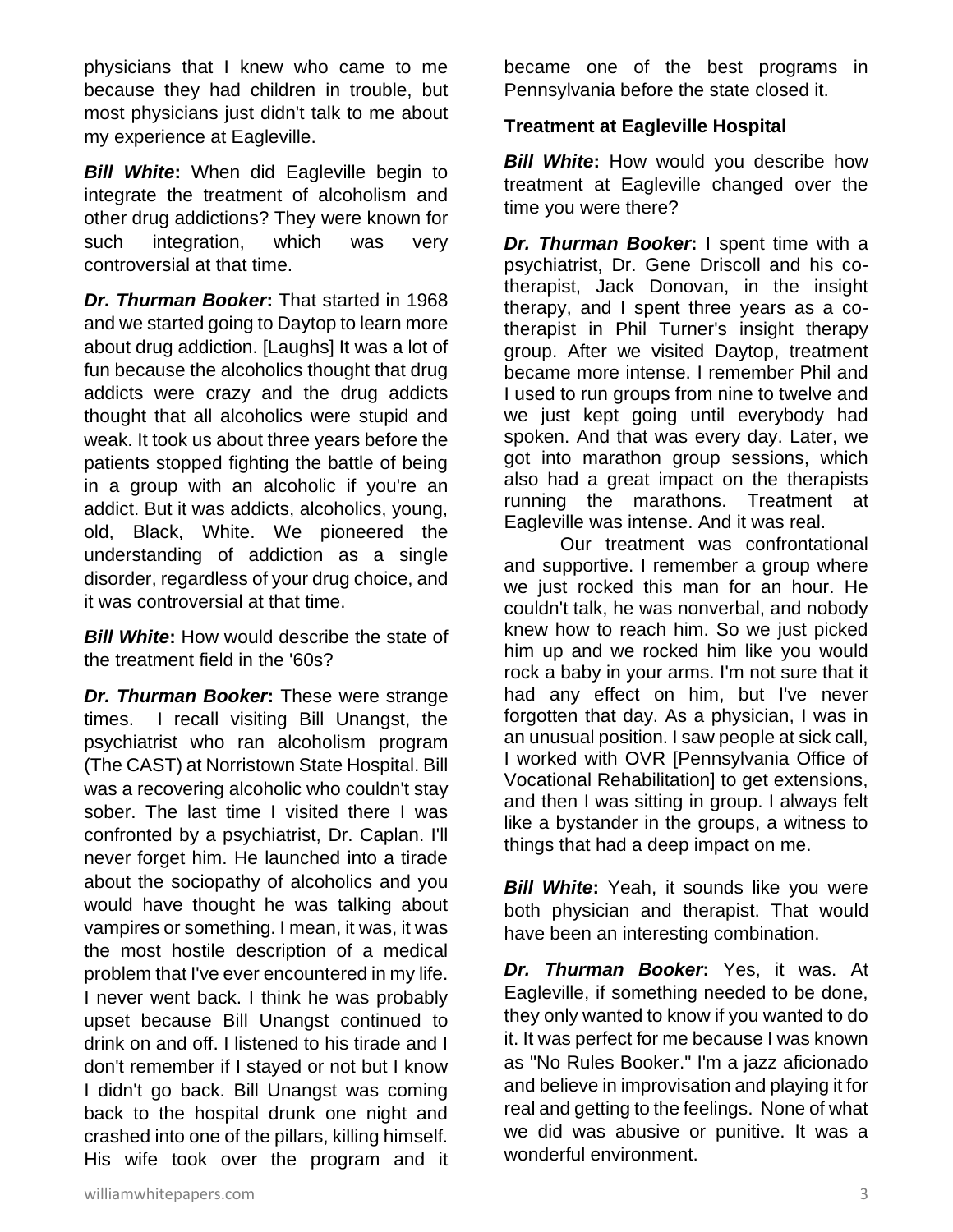physicians that I knew who came to me because they had children in trouble, but most physicians just didn't talk to me about my experience at Eagleville.

***Bill White*:** When did Eagleville begin to integrate the treatment of alcoholism and other drug addictions? They were known for such integration, which was very controversial at that time.

***Dr. Thurman Booker*:** That started in 1968 and we started going to Daytop to learn more about drug addiction. [Laughs] It was a lot of fun because the alcoholics thought that drug addicts were crazy and the drug addicts thought that all alcoholics were stupid and weak. It took us about three years before the patients stopped fighting the battle of being in a group with an alcoholic if you're an addict. But it was addicts, alcoholics, young, old, Black, White. We pioneered the understanding of addiction as a single disorder, regardless of your drug choice, and it was controversial at that time.

***Bill White*:** How would describe the state of the treatment field in the '60s?

***Dr. Thurman Booker*:** These were strange times. I recall visiting Bill Unangst, the psychiatrist who ran alcoholism program (The CAST) at Norristown State Hospital. Bill was a recovering alcoholic who couldn't stay sober. The last time I visited there I was confronted by a psychiatrist, Dr. Caplan. I'll never forget him. He launched into a tirade about the sociopathy of alcoholics and you would have thought he was talking about vampires or something. I mean, it was, it was the most hostile description of a medical problem that I've ever encountered in my life. I never went back. I think he was probably upset because Bill Unangst continued to drink on and off. I listened to his tirade and I don't remember if I stayed or not but I know I didn't go back. Bill Unangst was coming back to the hospital drunk one night and crashed into one of the pillars, killing himself. His wife took over the program and it became one of the best programs in Pennsylvania before the state closed it.

**Treatment at Eagleville Hospital**

***Bill White*:** How would you describe how treatment at Eagleville changed over the time you were there?

***Dr. Thurman Booker*:** I spent time with a psychiatrist, Dr. Gene Driscoll and his co-therapist, Jack Donovan, in the insight therapy, and I spent three years as a co-therapist in Phil Turner's insight therapy group. After we visited Daytop, treatment became more intense. I remember Phil and I used to run groups from nine to twelve and we just kept going until everybody had spoken. And that was every day. Later, we got into marathon group sessions, which also had a great impact on the therapists running the marathons. Treatment at Eagleville was intense. And it was real.

Our treatment was confrontational and supportive. I remember a group where we just rocked this man for an hour. He couldn't talk, he was nonverbal, and nobody knew how to reach him. So we just picked him up and we rocked him like you would rock a baby in your arms. I'm not sure that it had any effect on him, but I've never forgotten that day. As a physician, I was in an unusual position. I saw people at sick call, I worked with OVR [Pennsylvania Office of Vocational Rehabilitation] to get extensions, and then I was sitting in group. I always felt like a bystander in the groups, a witness to things that had a deep impact on me.

***Bill White*:** Yeah, it sounds like you were both physician and therapist. That would have been an interesting combination.

***Dr. Thurman Booker*:** Yes, it was. At Eagleville, if something needed to be done, they only wanted to know if you wanted to do it. It was perfect for me because I was known as "No Rules Booker." I'm a jazz aficionado and believe in improvisation and playing it for real and getting to the feelings. None of what we did was abusive or punitive. It was a wonderful environment.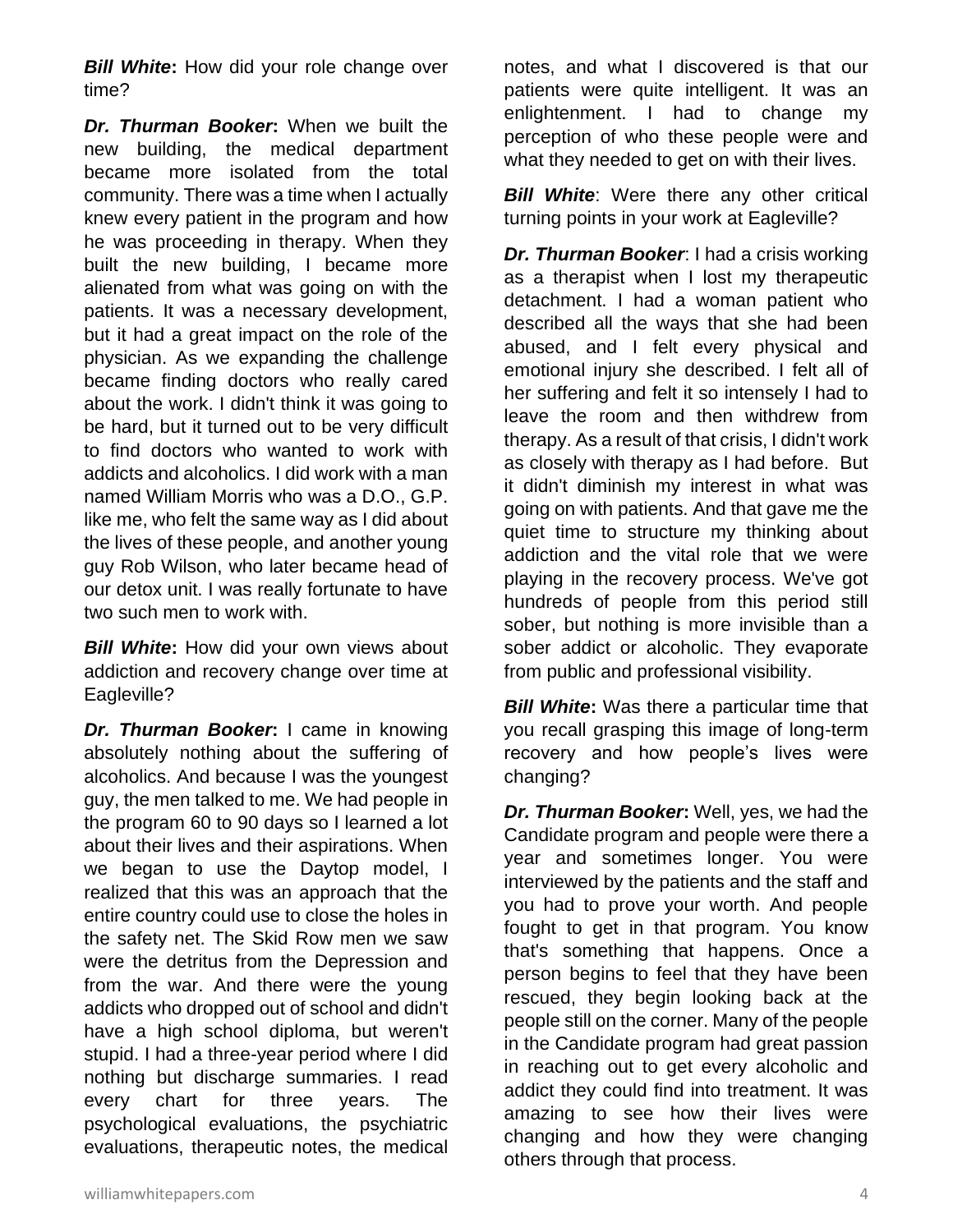***Bill White*:** How did your role change over time?

***Dr. Thurman Booker*:** When we built the new building, the medical department became more isolated from the total community. There was a time when I actually knew every patient in the program and how he was proceeding in therapy. When they built the new building, I became more alienated from what was going on with the patients. It was a necessary development, but it had a great impact on the role of the physician. As we expanding the challenge became finding doctors who really cared about the work. I didn't think it was going to be hard, but it turned out to be very difficult to find doctors who wanted to work with addicts and alcoholics. I did work with a man named William Morris who was a D.O., G.P. like me, who felt the same way as I did about the lives of these people, and another young guy Rob Wilson, who later became head of our detox unit. I was really fortunate to have two such men to work with.

***Bill White*:** How did your own views about addiction and recovery change over time at Eagleville?

***Dr. Thurman Booker*:** I came in knowing absolutely nothing about the suffering of alcoholics. And because I was the youngest guy, the men talked to me. We had people in the program 60 to 90 days so I learned a lot about their lives and their aspirations. When we began to use the Daytop model, I realized that this was an approach that the entire country could use to close the holes in the safety net. The Skid Row men we saw were the detritus from the Depression and from the war. And there were the young addicts who dropped out of school and didn't have a high school diploma, but weren't stupid. I had a three-year period where I did nothing but discharge summaries. I read every chart for three years. The psychological evaluations, the psychiatric evaluations, therapeutic notes, the medical notes, and what I discovered is that our patients were quite intelligent. It was an enlightenment. I had to change my perception of who these people were and what they needed to get on with their lives.

***Bill White***: Were there any other critical turning points in your work at Eagleville?

***Dr. Thurman Booker***: I had a crisis working as a therapist when I lost my therapeutic detachment. I had a woman patient who described all the ways that she had been abused, and I felt every physical and emotional injury she described. I felt all of her suffering and felt it so intensely I had to leave the room and then withdrew from therapy. As a result of that crisis, I didn't work as closely with therapy as I had before. But it didn't diminish my interest in what was going on with patients. And that gave me the quiet time to structure my thinking about addiction and the vital role that we were playing in the recovery process. We've got hundreds of people from this period still sober, but nothing is more invisible than a sober addict or alcoholic. They evaporate from public and professional visibility.

***Bill White*:** Was there a particular time that you recall grasping this image of long-term recovery and how people's lives were changing?

***Dr. Thurman Booker*:** Well, yes, we had the Candidate program and people were there a year and sometimes longer. You were interviewed by the patients and the staff and you had to prove your worth. And people fought to get in that program. You know that's something that happens. Once a person begins to feel that they have been rescued, they begin looking back at the people still on the corner. Many of the people in the Candidate program had great passion in reaching out to get every alcoholic and addict they could find into treatment. It was amazing to see how their lives were changing and how they were changing others through that process.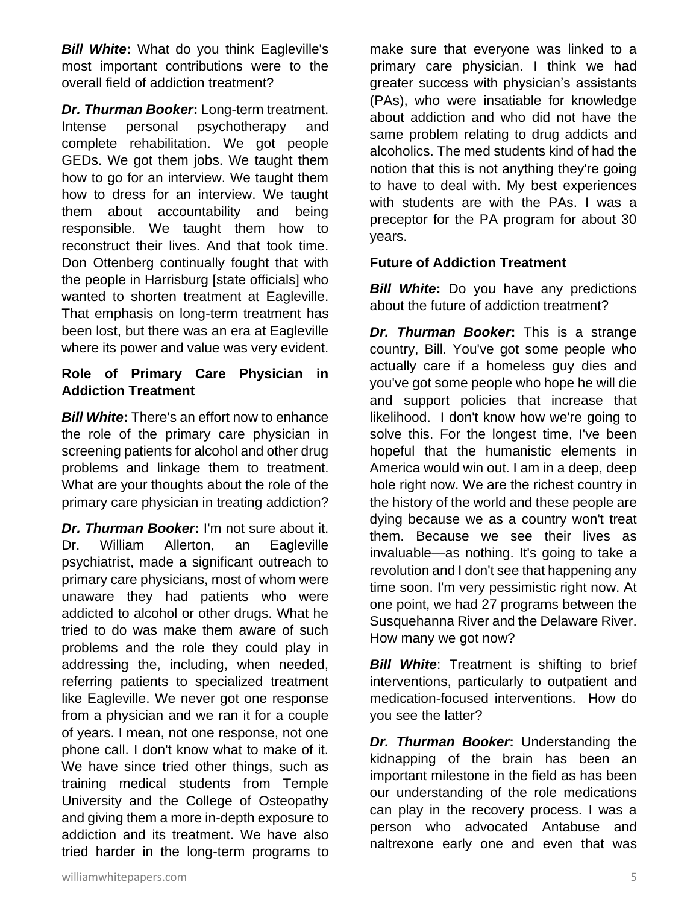***Bill White*:** What do you think Eagleville's most important contributions were to the overall field of addiction treatment?

***Dr. Thurman Booker*:** Long-term treatment. Intense personal psychotherapy and complete rehabilitation. We got people GEDs. We got them jobs. We taught them how to go for an interview. We taught them how to dress for an interview. We taught them about accountability and being responsible. We taught them how to reconstruct their lives. And that took time. Don Ottenberg continually fought that with the people in Harrisburg [state officials] who wanted to shorten treatment at Eagleville. That emphasis on long-term treatment has been lost, but there was an era at Eagleville where its power and value was very evident.

**Role of Primary Care Physician in Addiction Treatment**

***Bill White*:** There's an effort now to enhance the role of the primary care physician in screening patients for alcohol and other drug problems and linkage them to treatment. What are your thoughts about the role of the primary care physician in treating addiction?

***Dr. Thurman Booker*:** I'm not sure about it. Dr. William Allerton, an Eagleville psychiatrist, made a significant outreach to primary care physicians, most of whom were unaware they had patients who were addicted to alcohol or other drugs. What he tried to do was make them aware of such problems and the role they could play in addressing the, including, when needed, referring patients to specialized treatment like Eagleville. We never got one response from a physician and we ran it for a couple of years. I mean, not one response, not one phone call. I don't know what to make of it. We have since tried other things, such as training medical students from Temple University and the College of Osteopathy and giving them a more in-depth exposure to addiction and its treatment. We have also tried harder in the long-term programs to make sure that everyone was linked to a primary care physician. I think we had greater success with physician's assistants (PAs), who were insatiable for knowledge about addiction and who did not have the same problem relating to drug addicts and alcoholics. The med students kind of had the notion that this is not anything they're going to have to deal with. My best experiences with students are with the PAs. I was a preceptor for the PA program for about 30 years.

**Future of Addiction Treatment**

***Bill White*:** Do you have any predictions about the future of addiction treatment?

***Dr. Thurman Booker*:** This is a strange country, Bill. You've got some people who actually care if a homeless guy dies and you've got some people who hope he will die and support policies that increase that likelihood. I don't know how we're going to solve this. For the longest time, I've been hopeful that the humanistic elements in America would win out. I am in a deep, deep hole right now. We are the richest country in the history of the world and these people are dying because we as a country won't treat them. Because we see their lives as invaluable—as nothing. It's going to take a revolution and I don't see that happening any time soon. I'm very pessimistic right now. At one point, we had 27 programs between the Susquehanna River and the Delaware River. How many we got now?

***Bill White*:** Treatment is shifting to brief interventions, particularly to outpatient and medication-focused interventions. How do you see the latter?

***Dr. Thurman Booker*:** Understanding the kidnapping of the brain has been an important milestone in the field as has been our understanding of the role medications can play in the recovery process. I was a person who advocated Antabuse and naltrexone early one and even that was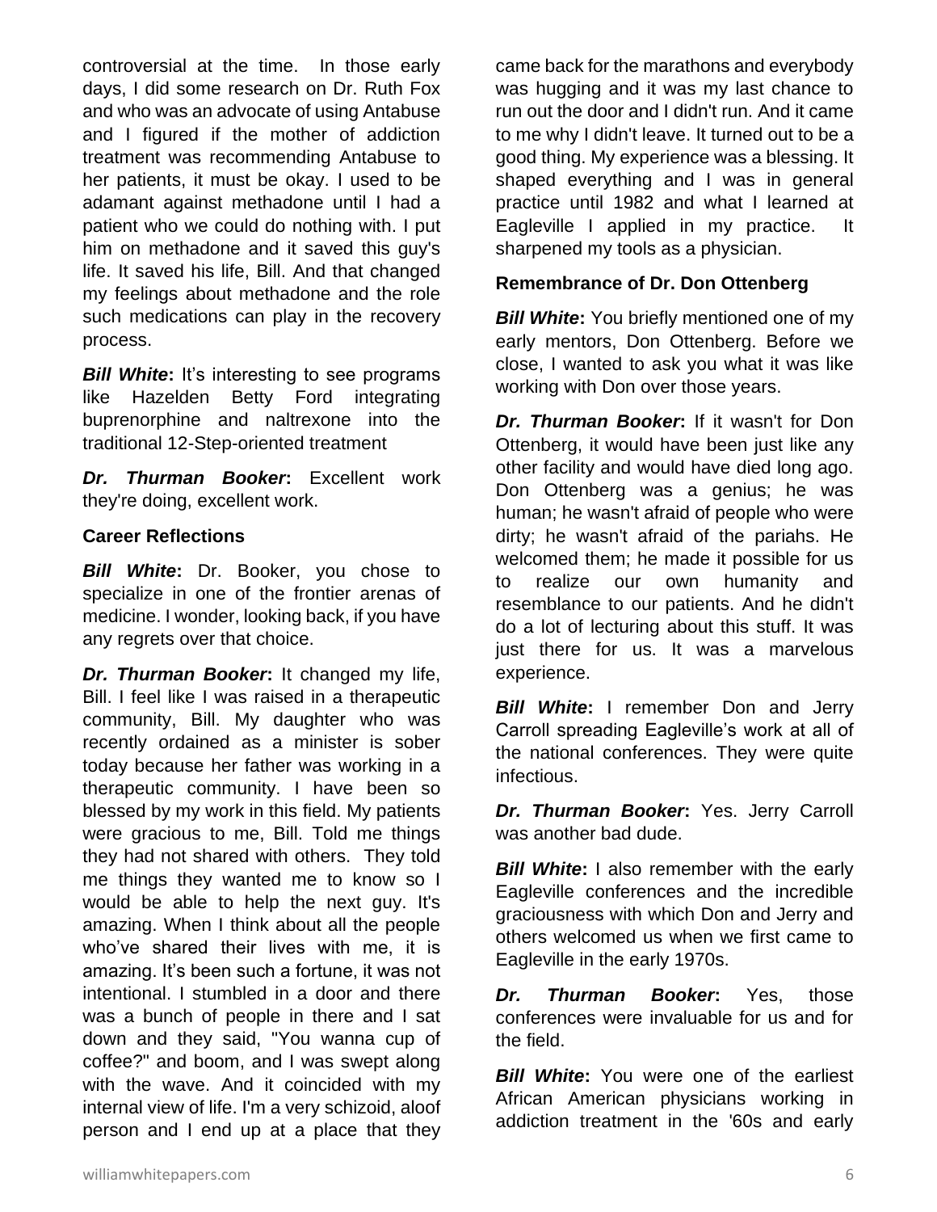controversial at the time. In those early days, I did some research on Dr. Ruth Fox and who was an advocate of using Antabuse and I figured if the mother of addiction treatment was recommending Antabuse to her patients, it must be okay. I used to be adamant against methadone until I had a patient who we could do nothing with. I put him on methadone and it saved this guy's life. It saved his life, Bill. And that changed my feelings about methadone and the role such medications can play in the recovery process.

***Bill White*:** It's interesting to see programs like Hazelden Betty Ford integrating buprenorphine and naltrexone into the traditional 12-Step-oriented treatment

***Dr. Thurman Booker*:** Excellent work they're doing, excellent work.

**Career Reflections**

***Bill White*:** Dr. Booker, you chose to specialize in one of the frontier arenas of medicine. I wonder, looking back, if you have any regrets over that choice.

***Dr. Thurman Booker*:** It changed my life, Bill. I feel like I was raised in a therapeutic community, Bill. My daughter who was recently ordained as a minister is sober today because her father was working in a therapeutic community. I have been so blessed by my work in this field. My patients were gracious to me, Bill. Told me things they had not shared with others. They told me things they wanted me to know so I would be able to help the next guy. It's amazing. When I think about all the people who've shared their lives with me, it is amazing. It's been such a fortune, it was not intentional. I stumbled in a door and there was a bunch of people in there and I sat down and they said, "You wanna cup of coffee?" and boom, and I was swept along with the wave. And it coincided with my internal view of life. I'm a very schizoid, aloof person and I end up at a place that they came back for the marathons and everybody was hugging and it was my last chance to run out the door and I didn't run. And it came to me why I didn't leave. It turned out to be a good thing. My experience was a blessing. It shaped everything and I was in general practice until 1982 and what I learned at Eagleville I applied in my practice. It sharpened my tools as a physician.

**Remembrance of Dr. Don Ottenberg**

***Bill White*:** You briefly mentioned one of my early mentors, Don Ottenberg. Before we close, I wanted to ask you what it was like working with Don over those years.

***Dr. Thurman Booker*:** If it wasn't for Don Ottenberg, it would have been just like any other facility and would have died long ago. Don Ottenberg was a genius; he was human; he wasn't afraid of people who were dirty; he wasn't afraid of the pariahs. He welcomed them; he made it possible for us to realize our own humanity and resemblance to our patients. And he didn't do a lot of lecturing about this stuff. It was just there for us. It was a marvelous experience.

***Bill White*:** I remember Don and Jerry Carroll spreading Eagleville's work at all of the national conferences. They were quite infectious.

***Dr. Thurman Booker*:** Yes. Jerry Carroll was another bad dude.

***Bill White*:** I also remember with the early Eagleville conferences and the incredible graciousness with which Don and Jerry and others welcomed us when we first came to Eagleville in the early 1970s.

***Dr. Thurman Booker*:** Yes, those conferences were invaluable for us and for the field.

***Bill White*:** You were one of the earliest African American physicians working in addiction treatment in the '60s and early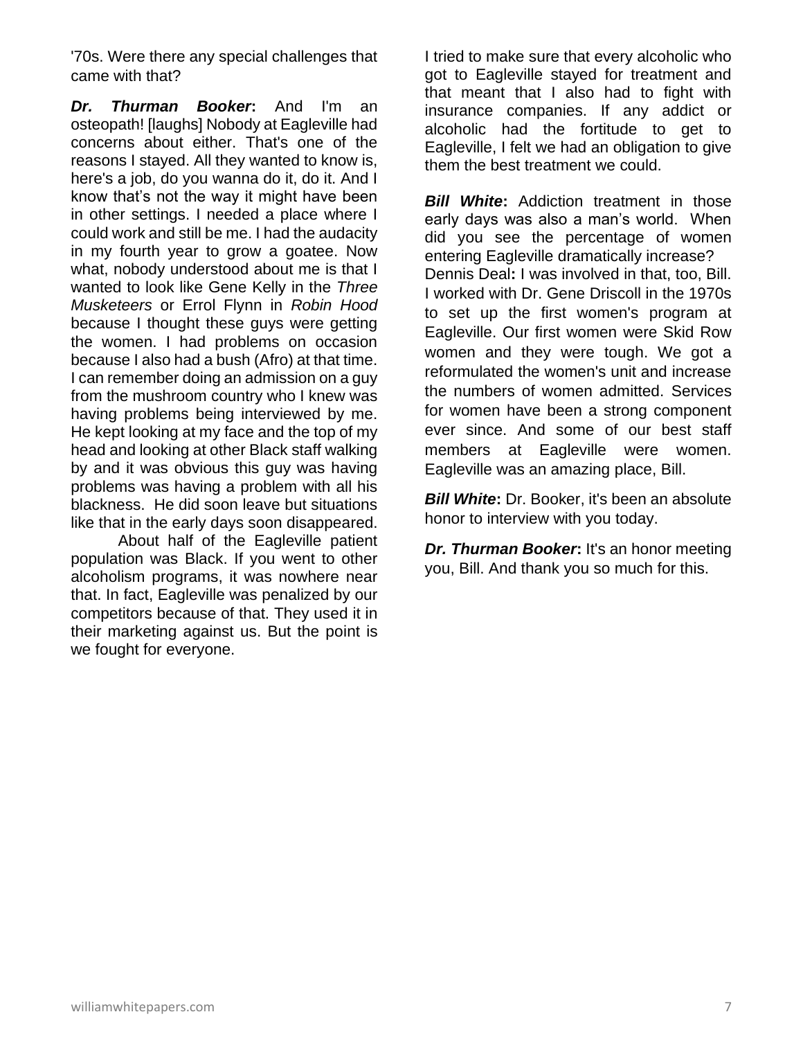'70s. Were there any special challenges that came with that?

***Dr. Thurman Booker*:** And I'm an osteopath! [laughs] Nobody at Eagleville had concerns about either. That's one of the reasons I stayed. All they wanted to know is, here's a job, do you wanna do it, do it. And I know that's not the way it might have been in other settings. I needed a place where I could work and still be me. I had the audacity in my fourth year to grow a goatee. Now what, nobody understood about me is that I wanted to look like Gene Kelly in the *Three Musketeers* or Errol Flynn in *Robin Hood* because I thought these guys were getting the women. I had problems on occasion because I also had a bush (Afro) at that time. I can remember doing an admission on a guy from the mushroom country who I knew was having problems being interviewed by me. He kept looking at my face and the top of my head and looking at other Black staff walking by and it was obvious this guy was having problems was having a problem with all his blackness. He did soon leave but situations like that in the early days soon disappeared.

About half of the Eagleville patient population was Black. If you went to other alcoholism programs, it was nowhere near that. In fact, Eagleville was penalized by our competitors because of that. They used it in their marketing against us. But the point is we fought for everyone.

I tried to make sure that every alcoholic who got to Eagleville stayed for treatment and that meant that I also had to fight with insurance companies. If any addict or alcoholic had the fortitude to get to Eagleville, I felt we had an obligation to give them the best treatment we could.

***Bill White*:** Addiction treatment in those early days was also a man's world. When did you see the percentage of women entering Eagleville dramatically increase?

Dennis Deal**:** I was involved in that, too, Bill. I worked with Dr. Gene Driscoll in the 1970s to set up the first women's program at Eagleville. Our first women were Skid Row women and they were tough. We got a reformulated the women's unit and increase the numbers of women admitted. Services for women have been a strong component ever since. And some of our best staff members at Eagleville were women. Eagleville was an amazing place, Bill.

***Bill White*:** Dr. Booker, it's been an absolute honor to interview with you today.

***Dr. Thurman Booker*:** It's an honor meeting you, Bill. And thank you so much for this.